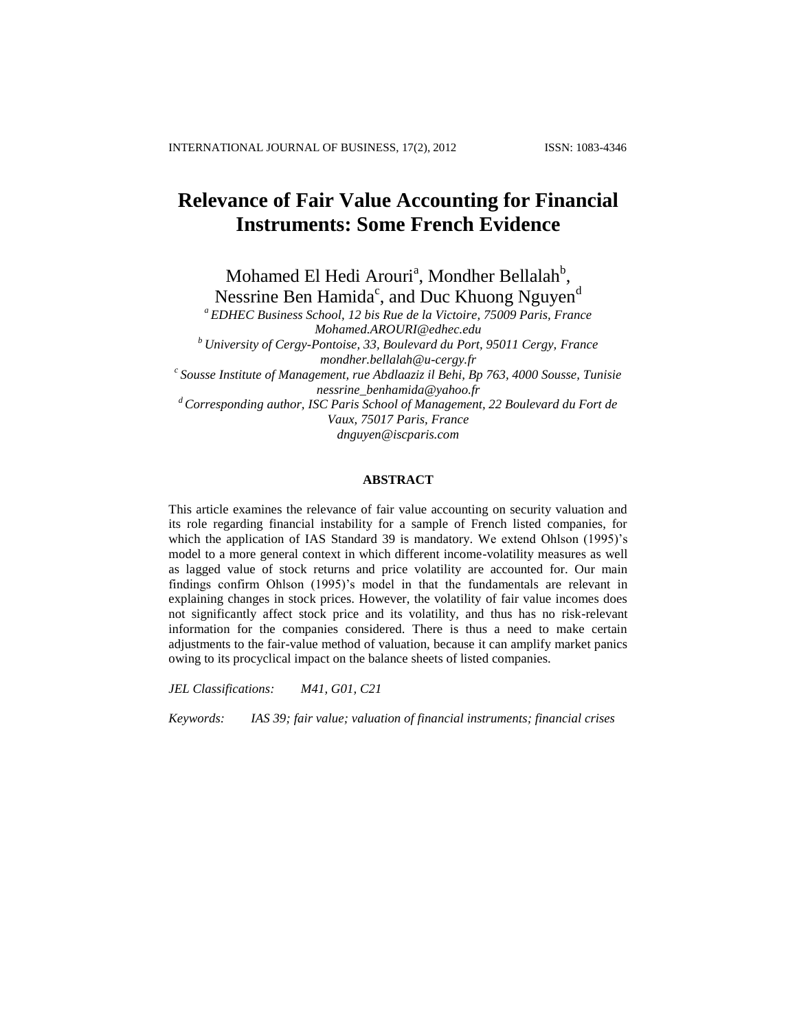# Relevance of Fair Value Accounting for Financial Instruments: Some French Evidence

Mohamed El Hedi Arouri[a], Mondher Bellalah[b], Nessrine Ben Hamida[c], and Duc Khuong Nguyen[d]

[a] *EDHEC Business School, 12 bis Rue de la Victoire, 75009 Paris, France*
*Mohamed.AROURI@edhec.edu*

[b] *University of Cergy-Pontoise, 33, Boulevard du Port, 95011 Cergy, France*
*mondher.bellalah@u-cergy.fr*

[c] *Sousse Institute of Management, rue Abdlaaziz il Behi, Bp 763, 4000 Sousse, Tunisie*
*nessrine_benhamida@yahoo.fr*

[d] *Corresponding author, ISC Paris School of Management, 22 Boulevard du Fort de Vaux, 75017 Paris, France*
*dnguyen@iscparis.com*

## ABSTRACT

This article examines the relevance of fair value accounting on security valuation and its role regarding financial instability for a sample of French listed companies, for which the application of IAS Standard 39 is mandatory. We extend Ohlson (1995)'s model to a more general context in which different income-volatility measures as well as lagged value of stock returns and price volatility are accounted for. Our main findings confirm Ohlson (1995)'s model in that the fundamentals are relevant in explaining changes in stock prices. However, the volatility of fair value incomes does not significantly affect stock price and its volatility, and thus has no risk-relevant information for the companies considered. There is thus a need to make certain adjustments to the fair-value method of valuation, because it can amplify market panics owing to its procyclical impact on the balance sheets of listed companies.

*JEL Classifications:* *M41, G01, C21*

*Keywords:* *IAS 39; fair value; valuation of financial instruments; financial crises*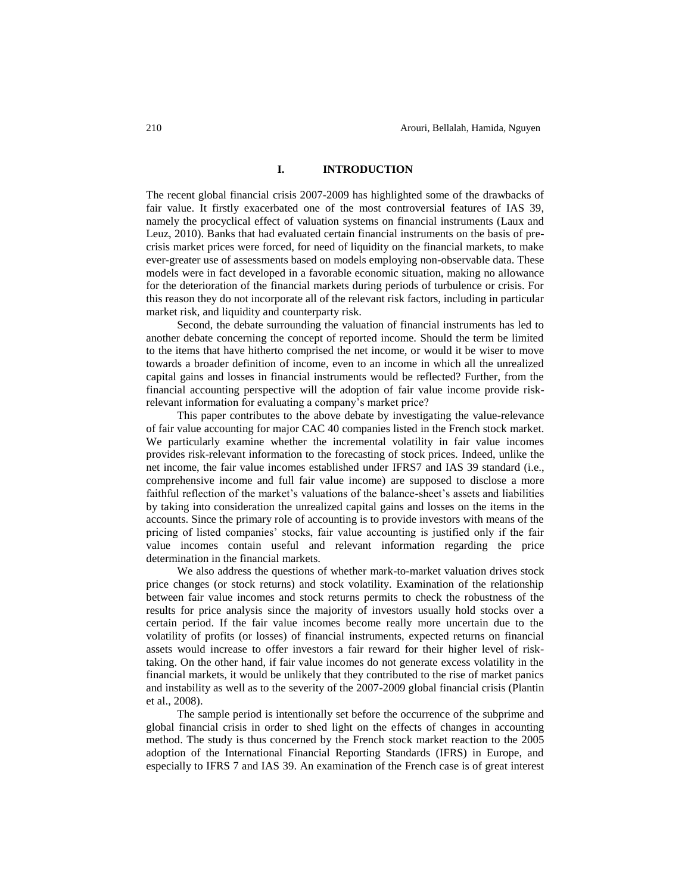## I. INTRODUCTION

The recent global financial crisis 2007-2009 has highlighted some of the drawbacks of fair value. It firstly exacerbated one of the most controversial features of IAS 39, namely the procyclical effect of valuation systems on financial instruments (Laux and Leuz, 2010). Banks that had evaluated certain financial instruments on the basis of pre-crisis market prices were forced, for need of liquidity on the financial markets, to make ever-greater use of assessments based on models employing non-observable data. These models were in fact developed in a favorable economic situation, making no allowance for the deterioration of the financial markets during periods of turbulence or crisis. For this reason they do not incorporate all of the relevant risk factors, including in particular market risk, and liquidity and counterparty risk.

Second, the debate surrounding the valuation of financial instruments has led to another debate concerning the concept of reported income. Should the term be limited to the items that have hitherto comprised the net income, or would it be wiser to move towards a broader definition of income, even to an income in which all the unrealized capital gains and losses in financial instruments would be reflected? Further, from the financial accounting perspective will the adoption of fair value income provide risk-relevant information for evaluating a company's market price?

This paper contributes to the above debate by investigating the value-relevance of fair value accounting for major CAC 40 companies listed in the French stock market. We particularly examine whether the incremental volatility in fair value incomes provides risk-relevant information to the forecasting of stock prices. Indeed, unlike the net income, the fair value incomes established under IFRS7 and IAS 39 standard (i.e., comprehensive income and full fair value income) are supposed to disclose a more faithful reflection of the market's valuations of the balance-sheet's assets and liabilities by taking into consideration the unrealized capital gains and losses on the items in the accounts. Since the primary role of accounting is to provide investors with means of the pricing of listed companies' stocks, fair value accounting is justified only if the fair value incomes contain useful and relevant information regarding the price determination in the financial markets.

We also address the questions of whether mark-to-market valuation drives stock price changes (or stock returns) and stock volatility. Examination of the relationship between fair value incomes and stock returns permits to check the robustness of the results for price analysis since the majority of investors usually hold stocks over a certain period. If the fair value incomes become really more uncertain due to the volatility of profits (or losses) of financial instruments, expected returns on financial assets would increase to offer investors a fair reward for their higher level of risk-taking. On the other hand, if fair value incomes do not generate excess volatility in the financial markets, it would be unlikely that they contributed to the rise of market panics and instability as well as to the severity of the 2007-2009 global financial crisis (Plantin et al., 2008).

The sample period is intentionally set before the occurrence of the subprime and global financial crisis in order to shed light on the effects of changes in accounting method. The study is thus concerned by the French stock market reaction to the 2005 adoption of the International Financial Reporting Standards (IFRS) in Europe, and especially to IFRS 7 and IAS 39. An examination of the French case is of great interest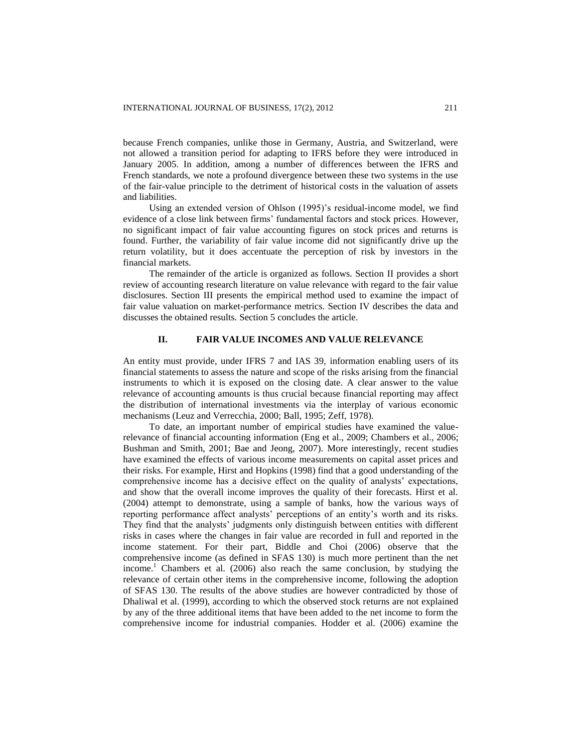because French companies, unlike those in Germany, Austria, and Switzerland, were not allowed a transition period for adapting to IFRS before they were introduced in January 2005. In addition, among a number of differences between the IFRS and French standards, we note a profound divergence between these two systems in the use of the fair-value principle to the detriment of historical costs in the valuation of assets and liabilities.

Using an extended version of Ohlson (1995)'s residual-income model, we find evidence of a close link between firms' fundamental factors and stock prices. However, no significant impact of fair value accounting figures on stock prices and returns is found. Further, the variability of fair value income did not significantly drive up the return volatility, but it does accentuate the perception of risk by investors in the financial markets.

The remainder of the article is organized as follows. Section II provides a short review of accounting research literature on value relevance with regard to the fair value disclosures. Section III presents the empirical method used to examine the impact of fair value valuation on market-performance metrics. Section IV describes the data and discusses the obtained results. Section 5 concludes the article.

## II. FAIR VALUE INCOMES AND VALUE RELEVANCE

An entity must provide, under IFRS 7 and IAS 39, information enabling users of its financial statements to assess the nature and scope of the risks arising from the financial instruments to which it is exposed on the closing date. A clear answer to the value relevance of accounting amounts is thus crucial because financial reporting may affect the distribution of international investments via the interplay of various economic mechanisms (Leuz and Verrecchia, 2000; Ball, 1995; Zeff, 1978).

To date, an important number of empirical studies have examined the value-relevance of financial accounting information (Eng et al., 2009; Chambers et al., 2006; Bushman and Smith, 2001; Bae and Jeong, 2007). More interestingly, recent studies have examined the effects of various income measurements on capital asset prices and their risks. For example, Hirst and Hopkins (1998) find that a good understanding of the comprehensive income has a decisive effect on the quality of analysts' expectations, and show that the overall income improves the quality of their forecasts. Hirst et al. (2004) attempt to demonstrate, using a sample of banks, how the various ways of reporting performance affect analysts' perceptions of an entity's worth and its risks. They find that the analysts' judgments only distinguish between entities with different risks in cases where the changes in fair value are recorded in full and reported in the income statement. For their part, Biddle and Choi (2006) observe that the comprehensive income (as defined in SFAS 130) is much more pertinent than the net income.[1] Chambers et al. (2006) also reach the same conclusion, by studying the relevance of certain other items in the comprehensive income, following the adoption of SFAS 130. The results of the above studies are however contradicted by those of Dhaliwal et al. (1999), according to which the observed stock returns are not explained by any of the three additional items that have been added to the net income to form the comprehensive income for industrial companies. Hodder et al. (2006) examine the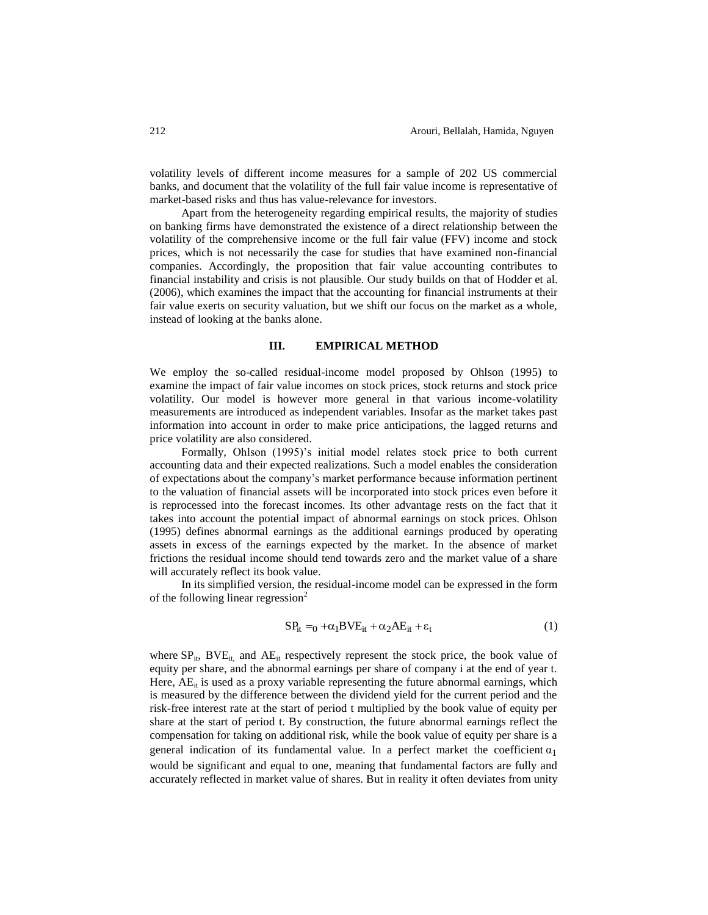volatility levels of different income measures for a sample of 202 US commercial banks, and document that the volatility of the full fair value income is representative of market-based risks and thus has value-relevance for investors.

Apart from the heterogeneity regarding empirical results, the majority of studies on banking firms have demonstrated the existence of a direct relationship between the volatility of the comprehensive income or the full fair value (FFV) income and stock prices, which is not necessarily the case for studies that have examined non-financial companies. Accordingly, the proposition that fair value accounting contributes to financial instability and crisis is not plausible. Our study builds on that of Hodder et al. (2006), which examines the impact that the accounting for financial instruments at their fair value exerts on security valuation, but we shift our focus on the market as a whole, instead of looking at the banks alone.

## III. EMPIRICAL METHOD

We employ the so-called residual-income model proposed by Ohlson (1995) to examine the impact of fair value incomes on stock prices, stock returns and stock price volatility. Our model is however more general in that various income-volatility measurements are introduced as independent variables. Insofar as the market takes past information into account in order to make price anticipations, the lagged returns and price volatility are also considered.

Formally, Ohlson (1995)'s initial model relates stock price to both current accounting data and their expected realizations. Such a model enables the consideration of expectations about the company's market performance because information pertinent to the valuation of financial assets will be incorporated into stock prices even before it is reprocessed into the forecast incomes. Its other advantage rests on the fact that it takes into account the potential impact of abnormal earnings on stock prices. Ohlson (1995) defines abnormal earnings as the additional earnings produced by operating assets in excess of the earnings expected by the market. In the absence of market frictions the residual income should tend towards zero and the market value of a share will accurately reflect its book value.

In its simplified version, the residual-income model can be expressed in the form of the following linear regression[2]

$$SP_{it} =_0 + \alpha_1 BVE_{it} + \alpha_2 AE_{it} + \varepsilon_t \qquad (1)$$

where $SP_{it}$, $BVE_{it,}$ and $AE_{it}$ respectively represent the stock price, the book value of equity per share, and the abnormal earnings per share of company i at the end of year t. Here, $AE_{it}$ is used as a proxy variable representing the future abnormal earnings, which is measured by the difference between the dividend yield for the current period and the risk-free interest rate at the start of period t multiplied by the book value of equity per share at the start of period t. By construction, the future abnormal earnings reflect the compensation for taking on additional risk, while the book value of equity per share is a general indication of its fundamental value. In a perfect market the coefficient $\alpha_1$ would be significant and equal to one, meaning that fundamental factors are fully and accurately reflected in market value of shares. But in reality it often deviates from unity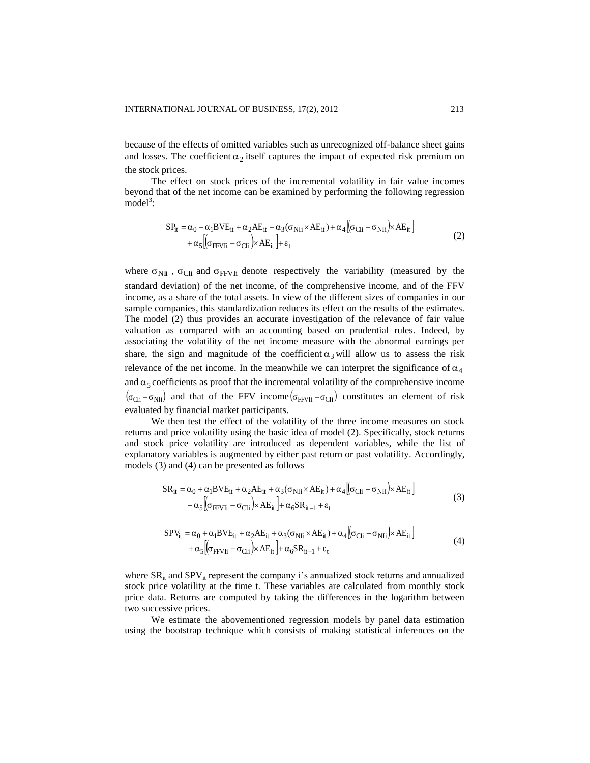because of the effects of omitted variables such as unrecognized off-balance sheet gains and losses. The coefficient $\alpha_2$ itself captures the impact of expected risk premium on the stock prices.

The effect on stock prices of the incremental volatility in fair value incomes beyond that of the net income can be examined by performing the following regression model[3]:

$$SP_{it} = \alpha_0 + \alpha_1 BVE_{it} + \alpha_2 AE_{it} + \alpha_3(\sigma_{NIi} \times AE_{it}) + \alpha_4\left[(\sigma_{CIi} - \sigma_{NIi}) \times AE_{it}\right] + \alpha_5\left[(\sigma_{FFVIi} - \sigma_{CIi}) \times AE_{it}\right] + \varepsilon_t \tag{2}$$

where $\sigma_{NIi}$, $\sigma_{CIi}$ and $\sigma_{FFVIi}$ denote respectively the variability (measured by the standard deviation) of the net income, of the comprehensive income, and of the FFV income, as a share of the total assets. In view of the different sizes of companies in our sample companies, this standardization reduces its effect on the results of the estimates. The model (2) thus provides an accurate investigation of the relevance of fair value valuation as compared with an accounting based on prudential rules. Indeed, by associating the volatility of the net income measure with the abnormal earnings per share, the sign and magnitude of the coefficient $\alpha_3$ will allow us to assess the risk relevance of the net income. In the meanwhile we can interpret the significance of $\alpha_4$ and $\alpha_5$ coefficients as proof that the incremental volatility of the comprehensive income $(\sigma_{CIi} - \sigma_{NIi})$ and that of the FFV income $(\sigma_{FFVIi} - \sigma_{CIi})$ constitutes an element of risk evaluated by financial market participants.

We then test the effect of the volatility of the three income measures on stock returns and price volatility using the basic idea of model (2). Specifically, stock returns and stock price volatility are introduced as dependent variables, while the list of explanatory variables is augmented by either past return or past volatility. Accordingly, models (3) and (4) can be presented as follows

$$SR_{it} = \alpha_0 + \alpha_1 BVE_{it} + \alpha_2 AE_{it} + \alpha_3(\sigma_{NIi} \times AE_{it}) + \alpha_4\left[(\sigma_{CIi} - \sigma_{NIi}) \times AE_{it}\right] + \alpha_5\left[(\sigma_{FFVIi} - \sigma_{CIi}) \times AE_{it}\right] + \alpha_6 SR_{it-1} + \varepsilon_t \tag{3}$$

$$SPV_{it} = \alpha_0 + \alpha_1 BVE_{it} + \alpha_2 AE_{it} + \alpha_3(\sigma_{NIi} \times AE_{it}) + \alpha_4\left[(\sigma_{CIi} - \sigma_{NIi}) \times AE_{it}\right] + \alpha_5\left[(\sigma_{FFVIi} - \sigma_{CIi}) \times AE_{it}\right] + \alpha_6 SR_{it-1} + \varepsilon_t \tag{4}$$

where $SR_{it}$ and $SPV_{it}$ represent the company i's annualized stock returns and annualized stock price volatility at the time t. These variables are calculated from monthly stock price data. Returns are computed by taking the differences in the logarithm between two successive prices.

We estimate the abovementioned regression models by panel data estimation using the bootstrap technique which consists of making statistical inferences on the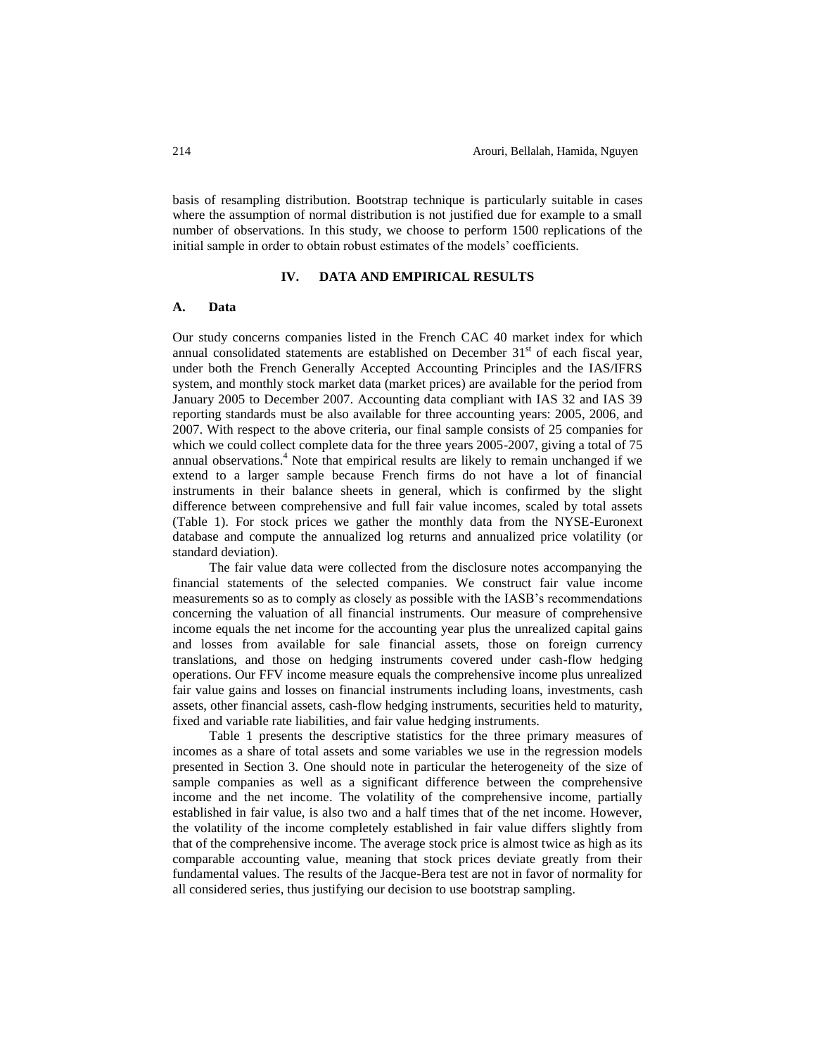basis of resampling distribution. Bootstrap technique is particularly suitable in cases where the assumption of normal distribution is not justified due for example to a small number of observations. In this study, we choose to perform 1500 replications of the initial sample in order to obtain robust estimates of the models' coefficients.

## IV. DATA AND EMPIRICAL RESULTS

### A. Data

Our study concerns companies listed in the French CAC 40 market index for which annual consolidated statements are established on December 31st of each fiscal year, under both the French Generally Accepted Accounting Principles and the IAS/IFRS system, and monthly stock market data (market prices) are available for the period from January 2005 to December 2007. Accounting data compliant with IAS 32 and IAS 39 reporting standards must be also available for three accounting years: 2005, 2006, and 2007. With respect to the above criteria, our final sample consists of 25 companies for which we could collect complete data for the three years 2005-2007, giving a total of 75 annual observations.[4] Note that empirical results are likely to remain unchanged if we extend to a larger sample because French firms do not have a lot of financial instruments in their balance sheets in general, which is confirmed by the slight difference between comprehensive and full fair value incomes, scaled by total assets (Table 1). For stock prices we gather the monthly data from the NYSE-Euronext database and compute the annualized log returns and annualized price volatility (or standard deviation).

The fair value data were collected from the disclosure notes accompanying the financial statements of the selected companies. We construct fair value income measurements so as to comply as closely as possible with the IASB's recommendations concerning the valuation of all financial instruments. Our measure of comprehensive income equals the net income for the accounting year plus the unrealized capital gains and losses from available for sale financial assets, those on foreign currency translations, and those on hedging instruments covered under cash-flow hedging operations. Our FFV income measure equals the comprehensive income plus unrealized fair value gains and losses on financial instruments including loans, investments, cash assets, other financial assets, cash-flow hedging instruments, securities held to maturity, fixed and variable rate liabilities, and fair value hedging instruments.

Table 1 presents the descriptive statistics for the three primary measures of incomes as a share of total assets and some variables we use in the regression models presented in Section 3. One should note in particular the heterogeneity of the size of sample companies as well as a significant difference between the comprehensive income and the net income. The volatility of the comprehensive income, partially established in fair value, is also two and a half times that of the net income. However, the volatility of the income completely established in fair value differs slightly from that of the comprehensive income. The average stock price is almost twice as high as its comparable accounting value, meaning that stock prices deviate greatly from their fundamental values. The results of the Jacque-Bera test are not in favor of normality for all considered series, thus justifying our decision to use bootstrap sampling.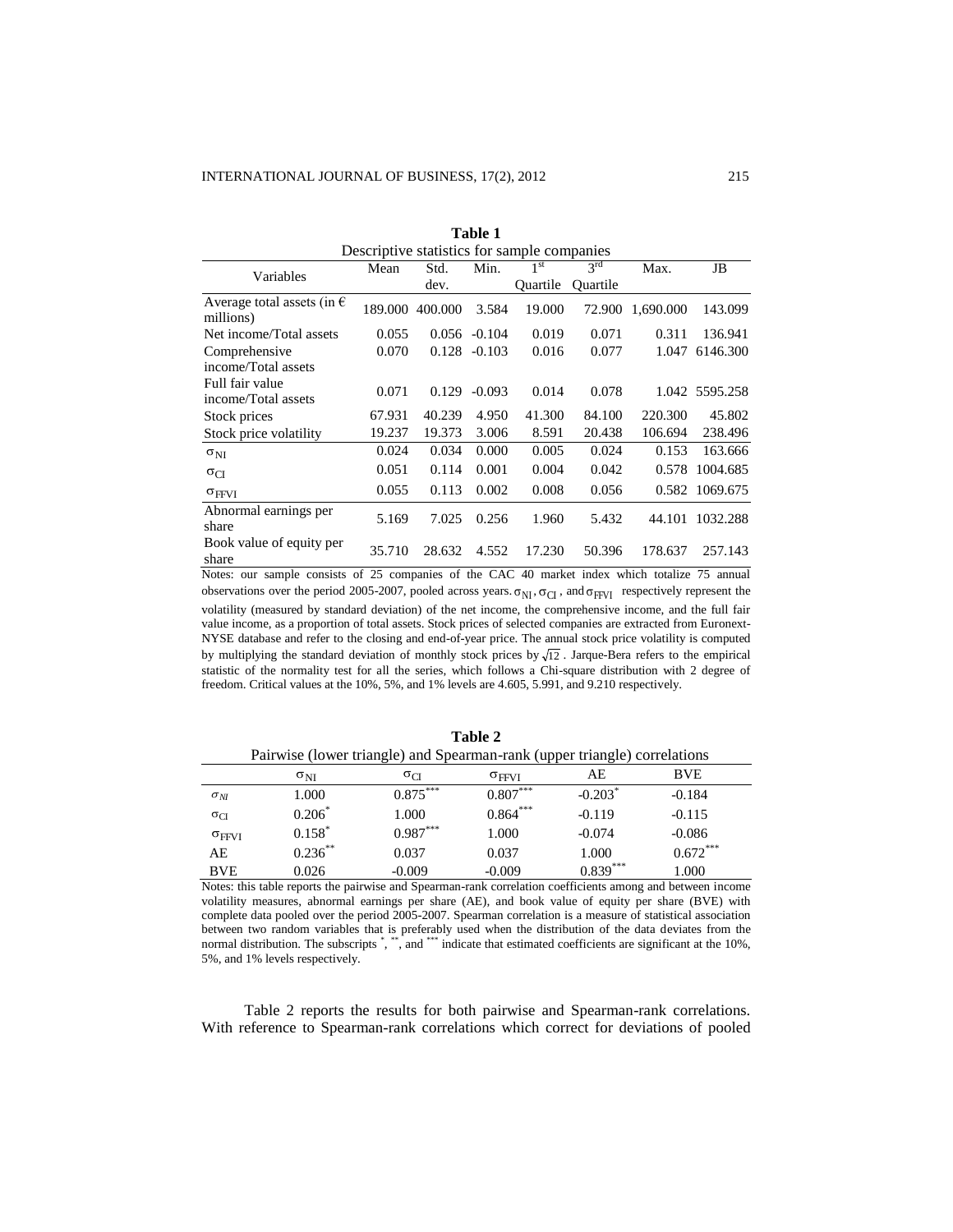**Table 1**

Descriptive statistics for sample companies

| Variables | Mean | Std. dev. | Min. | 1[st] Quartile | 3[rd] Quartile | Max. | JB |
|---|---|---|---|---|---|---|---|
| Average total assets (in € millions) | 189.000 | 400.000 | 3.584 | 19.000 | 72.900 | 1,690.000 | 143.099 |
| Net income/Total assets | 0.055 | 0.056 | -0.104 | 0.019 | 0.071 | 0.311 | 136.941 |
| Comprehensive income/Total assets | 0.070 | 0.128 | -0.103 | 0.016 | 0.077 | 1.047 | 6146.300 |
| Full fair value income/Total assets | 0.071 | 0.129 | -0.093 | 0.014 | 0.078 | 1.042 | 5595.258 |
| Stock prices | 67.931 | 40.239 | 4.950 | 41.300 | 84.100 | 220.300 | 45.802 |
| Stock price volatility | 19.237 | 19.373 | 3.006 | 8.591 | 20.438 | 106.694 | 238.496 |
| $\sigma_{NI}$ | 0.024 | 0.034 | 0.000 | 0.005 | 0.024 | 0.153 | 163.666 |
| $\sigma_{CI}$ | 0.051 | 0.114 | 0.001 | 0.004 | 0.042 | 0.578 | 1004.685 |
| $\sigma_{FFVI}$ | 0.055 | 0.113 | 0.002 | 0.008 | 0.056 | 0.582 | 1069.675 |
| Abnormal earnings per share | 5.169 | 7.025 | 0.256 | 1.960 | 5.432 | 44.101 | 1032.288 |
| Book value of equity per share | 35.710 | 28.632 | 4.552 | 17.230 | 50.396 | 178.637 | 257.143 |

Notes: our sample consists of 25 companies of the CAC 40 market index which totalize 75 annual observations over the period 2005-2007, pooled across years. $\sigma_{NI}$, $\sigma_{CI}$, and $\sigma_{FFVI}$ respectively represent the volatility (measured by standard deviation) of the net income, the comprehensive income, and the full fair value income, as a proportion of total assets. Stock prices of selected companies are extracted from Euronext-NYSE database and refer to the closing and end-of-year price. The annual stock price volatility is computed by multiplying the standard deviation of monthly stock prices by $\sqrt{12}$. Jarque-Bera refers to the empirical statistic of the normality test for all the series, which follows a Chi-square distribution with 2 degree of freedom. Critical values at the 10%, 5%, and 1% levels are 4.605, 5.991, and 9.210 respectively.

**Table 2**

Pairwise (lower triangle) and Spearman-rank (upper triangle) correlations

| | $\sigma_{NI}$ | $\sigma_{CI}$ | $\sigma_{FFVI}$ | AE | BVE |
|---|---|---|---|---|---|
| $\sigma_{NI}$ | 1.000 | $0.875^{***}$ | $0.807^{***}$ | $-0.203^{*}$ | -0.184 |
| $\sigma_{CI}$ | $0.206^{*}$ | 1.000 | $0.864^{***}$ | -0.119 | -0.115 |
| $\sigma_{FFVI}$ | $0.158^{*}$ | $0.987^{***}$ | 1.000 | -0.074 | -0.086 |
| AE | $0.236^{**}$ | 0.037 | 0.037 | 1.000 | $0.672^{***}$ |
| BVE | 0.026 | -0.009 | -0.009 | $0.839^{***}$ | 1.000 |

Notes: this table reports the pairwise and Spearman-rank correlation coefficients among and between income volatility measures, abnormal earnings per share (AE), and book value of equity per share (BVE) with complete data pooled over the period 2005-2007. Spearman correlation is a measure of statistical association between two random variables that is preferably used when the distribution of the data deviates from the normal distribution. The subscripts $^{*}$, $^{**}$, and $^{***}$ indicate that estimated coefficients are significant at the 10%, 5%, and 1% levels respectively.

Table 2 reports the results for both pairwise and Spearman-rank correlations. With reference to Spearman-rank correlations which correct for deviations of pooled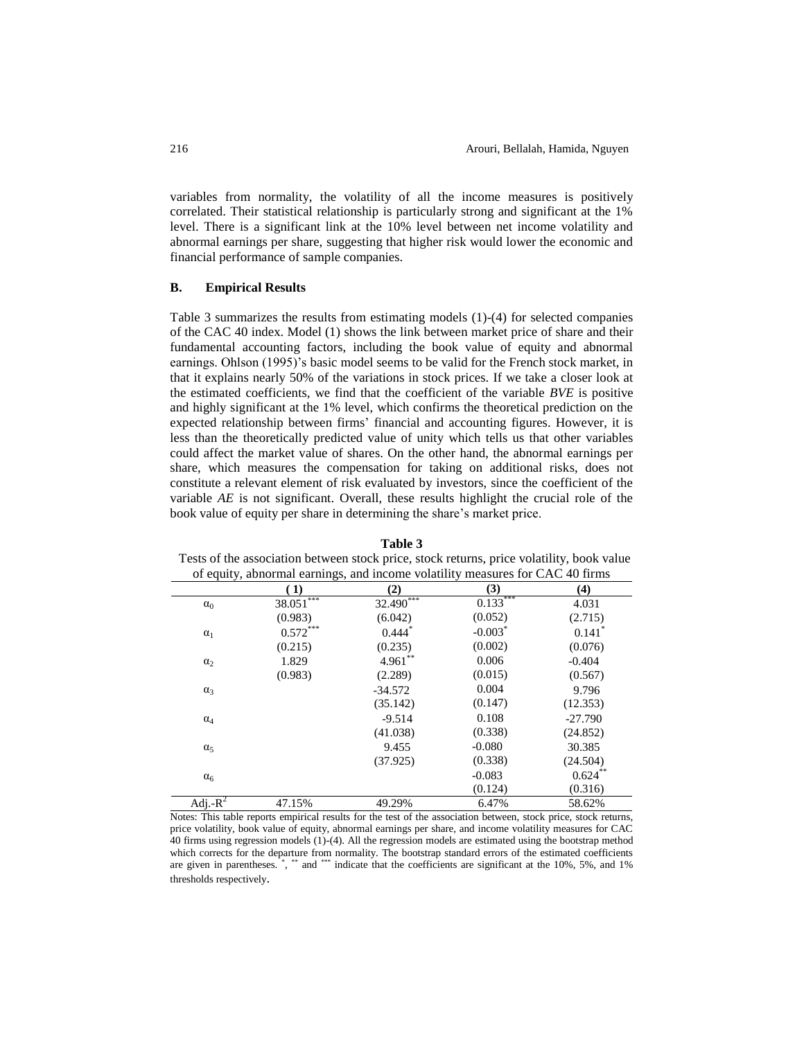variables from normality, the volatility of all the income measures is positively correlated. Their statistical relationship is particularly strong and significant at the 1% level. There is a significant link at the 10% level between net income volatility and abnormal earnings per share, suggesting that higher risk would lower the economic and financial performance of sample companies.

### B. Empirical Results

Table 3 summarizes the results from estimating models (1)-(4) for selected companies of the CAC 40 index. Model (1) shows the link between market price of share and their fundamental accounting factors, including the book value of equity and abnormal earnings. Ohlson (1995)'s basic model seems to be valid for the French stock market, in that it explains nearly 50% of the variations in stock prices. If we take a closer look at the estimated coefficients, we find that the coefficient of the variable *BVE* is positive and highly significant at the 1% level, which confirms the theoretical prediction on the expected relationship between firms' financial and accounting figures. However, it is less than the theoretically predicted value of unity which tells us that other variables could affect the market value of shares. On the other hand, the abnormal earnings per share, which measures the compensation for taking on additional risks, does not constitute a relevant element of risk evaluated by investors, since the coefficient of the variable *AE* is not significant. Overall, these results highlight the crucial role of the book value of equity per share in determining the share's market price.

**Table 3**

Tests of the association between stock price, stock returns, price volatility, book value of equity, abnormal earnings, and income volatility measures for CAC 40 firms

| | (1) | (2) | (3) | (4) |
|---|---|---|---|---|
| $\alpha_0$ | 38.051*** | 32.490*** | 0.133*** | 4.031 |
| | (0.983) | (6.042) | (0.052) | (2.715) |
| $\alpha_1$ | 0.572*** | 0.444* | -0.003* | 0.141* |
| | (0.215) | (0.235) | (0.002) | (0.076) |
| $\alpha_2$ | 1.829 | 4.961** | 0.006 | -0.404 |
| | (0.983) | (2.289) | (0.015) | (0.567) |
| $\alpha_3$ | | -34.572 | 0.004 | 9.796 |
| | | (35.142) | (0.147) | (12.353) |
| $\alpha_4$ | | -9.514 | 0.108 | -27.790 |
| | | (41.038) | (0.338) | (24.852) |
| $\alpha_5$ | | 9.455 | -0.080 | 30.385 |
| | | (37.925) | (0.338) | (24.504) |
| $\alpha_6$ | | | -0.083 | 0.624** |
| | | | (0.124) | (0.316) |
| Adj.-$R^2$ | 47.15% | 49.29% | 6.47% | 58.62% |

Notes: This table reports empirical results for the test of the association between, stock price, stock returns, price volatility, book value of equity, abnormal earnings per share, and income volatility measures for CAC 40 firms using regression models (1)-(4). All the regression models are estimated using the bootstrap method which corrects for the departure from normality. The bootstrap standard errors of the estimated coefficients are given in parentheses. *, ** and *** indicate that the coefficients are significant at the 10%, 5%, and 1% thresholds respectively.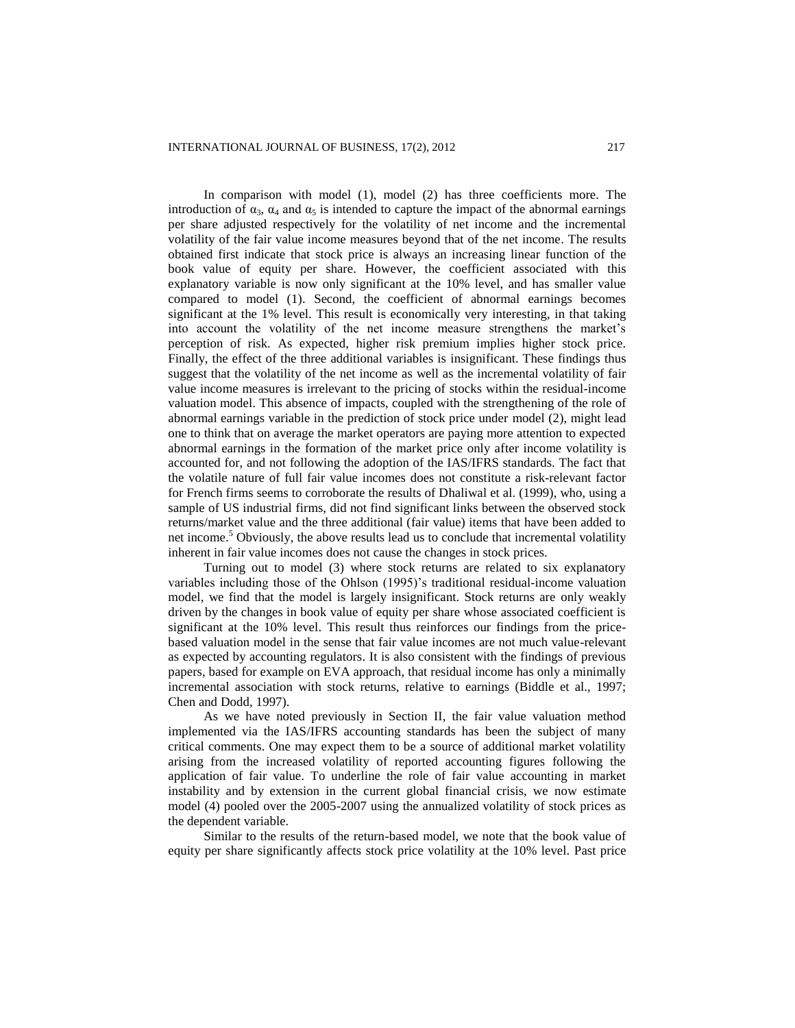In comparison with model (1), model (2) has three coefficients more. The introduction of $\alpha_3$, $\alpha_4$ and $\alpha_5$ is intended to capture the impact of the abnormal earnings per share adjusted respectively for the volatility of net income and the incremental volatility of the fair value income measures beyond that of the net income. The results obtained first indicate that stock price is always an increasing linear function of the book value of equity per share. However, the coefficient associated with this explanatory variable is now only significant at the 10% level, and has smaller value compared to model (1). Second, the coefficient of abnormal earnings becomes significant at the 1% level. This result is economically very interesting, in that taking into account the volatility of the net income measure strengthens the market's perception of risk. As expected, higher risk premium implies higher stock price. Finally, the effect of the three additional variables is insignificant. These findings thus suggest that the volatility of the net income as well as the incremental volatility of fair value income measures is irrelevant to the pricing of stocks within the residual-income valuation model. This absence of impacts, coupled with the strengthening of the role of abnormal earnings variable in the prediction of stock price under model (2), might lead one to think that on average the market operators are paying more attention to expected abnormal earnings in the formation of the market price only after income volatility is accounted for, and not following the adoption of the IAS/IFRS standards. The fact that the volatile nature of full fair value incomes does not constitute a risk-relevant factor for French firms seems to corroborate the results of Dhaliwal et al. (1999), who, using a sample of US industrial firms, did not find significant links between the observed stock returns/market value and the three additional (fair value) items that have been added to net income.[5] Obviously, the above results lead us to conclude that incremental volatility inherent in fair value incomes does not cause the changes in stock prices.

Turning out to model (3) where stock returns are related to six explanatory variables including those of the Ohlson (1995)'s traditional residual-income valuation model, we find that the model is largely insignificant. Stock returns are only weakly driven by the changes in book value of equity per share whose associated coefficient is significant at the 10% level. This result thus reinforces our findings from the price-based valuation model in the sense that fair value incomes are not much value-relevant as expected by accounting regulators. It is also consistent with the findings of previous papers, based for example on EVA approach, that residual income has only a minimally incremental association with stock returns, relative to earnings (Biddle et al., 1997; Chen and Dodd, 1997).

As we have noted previously in Section II, the fair value valuation method implemented via the IAS/IFRS accounting standards has been the subject of many critical comments. One may expect them to be a source of additional market volatility arising from the increased volatility of reported accounting figures following the application of fair value. To underline the role of fair value accounting in market instability and by extension in the current global financial crisis, we now estimate model (4) pooled over the 2005-2007 using the annualized volatility of stock prices as the dependent variable.

Similar to the results of the return-based model, we note that the book value of equity per share significantly affects stock price volatility at the 10% level. Past price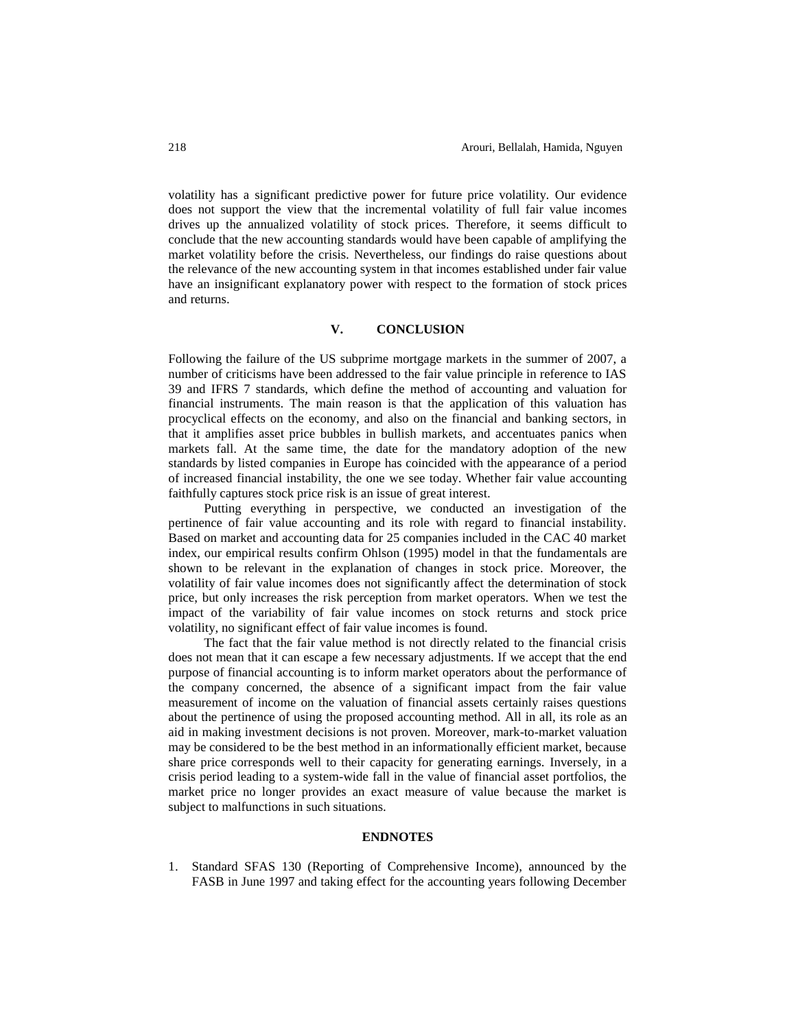volatility has a significant predictive power for future price volatility. Our evidence does not support the view that the incremental volatility of full fair value incomes drives up the annualized volatility of stock prices. Therefore, it seems difficult to conclude that the new accounting standards would have been capable of amplifying the market volatility before the crisis. Nevertheless, our findings do raise questions about the relevance of the new accounting system in that incomes established under fair value have an insignificant explanatory power with respect to the formation of stock prices and returns.

## V. CONCLUSION

Following the failure of the US subprime mortgage markets in the summer of 2007, a number of criticisms have been addressed to the fair value principle in reference to IAS 39 and IFRS 7 standards, which define the method of accounting and valuation for financial instruments. The main reason is that the application of this valuation has procyclical effects on the economy, and also on the financial and banking sectors, in that it amplifies asset price bubbles in bullish markets, and accentuates panics when markets fall. At the same time, the date for the mandatory adoption of the new standards by listed companies in Europe has coincided with the appearance of a period of increased financial instability, the one we see today. Whether fair value accounting faithfully captures stock price risk is an issue of great interest.

Putting everything in perspective, we conducted an investigation of the pertinence of fair value accounting and its role with regard to financial instability. Based on market and accounting data for 25 companies included in the CAC 40 market index, our empirical results confirm Ohlson (1995) model in that the fundamentals are shown to be relevant in the explanation of changes in stock price. Moreover, the volatility of fair value incomes does not significantly affect the determination of stock price, but only increases the risk perception from market operators. When we test the impact of the variability of fair value incomes on stock returns and stock price volatility, no significant effect of fair value incomes is found.

The fact that the fair value method is not directly related to the financial crisis does not mean that it can escape a few necessary adjustments. If we accept that the end purpose of financial accounting is to inform market operators about the performance of the company concerned, the absence of a significant impact from the fair value measurement of income on the valuation of financial assets certainly raises questions about the pertinence of using the proposed accounting method. All in all, its role as an aid in making investment decisions is not proven. Moreover, mark-to-market valuation may be considered to be the best method in an informationally efficient market, because share price corresponds well to their capacity for generating earnings. Inversely, in a crisis period leading to a system-wide fall in the value of financial asset portfolios, the market price no longer provides an exact measure of value because the market is subject to malfunctions in such situations.

## ENDNOTES

1. Standard SFAS 130 (Reporting of Comprehensive Income), announced by the FASB in June 1997 and taking effect for the accounting years following December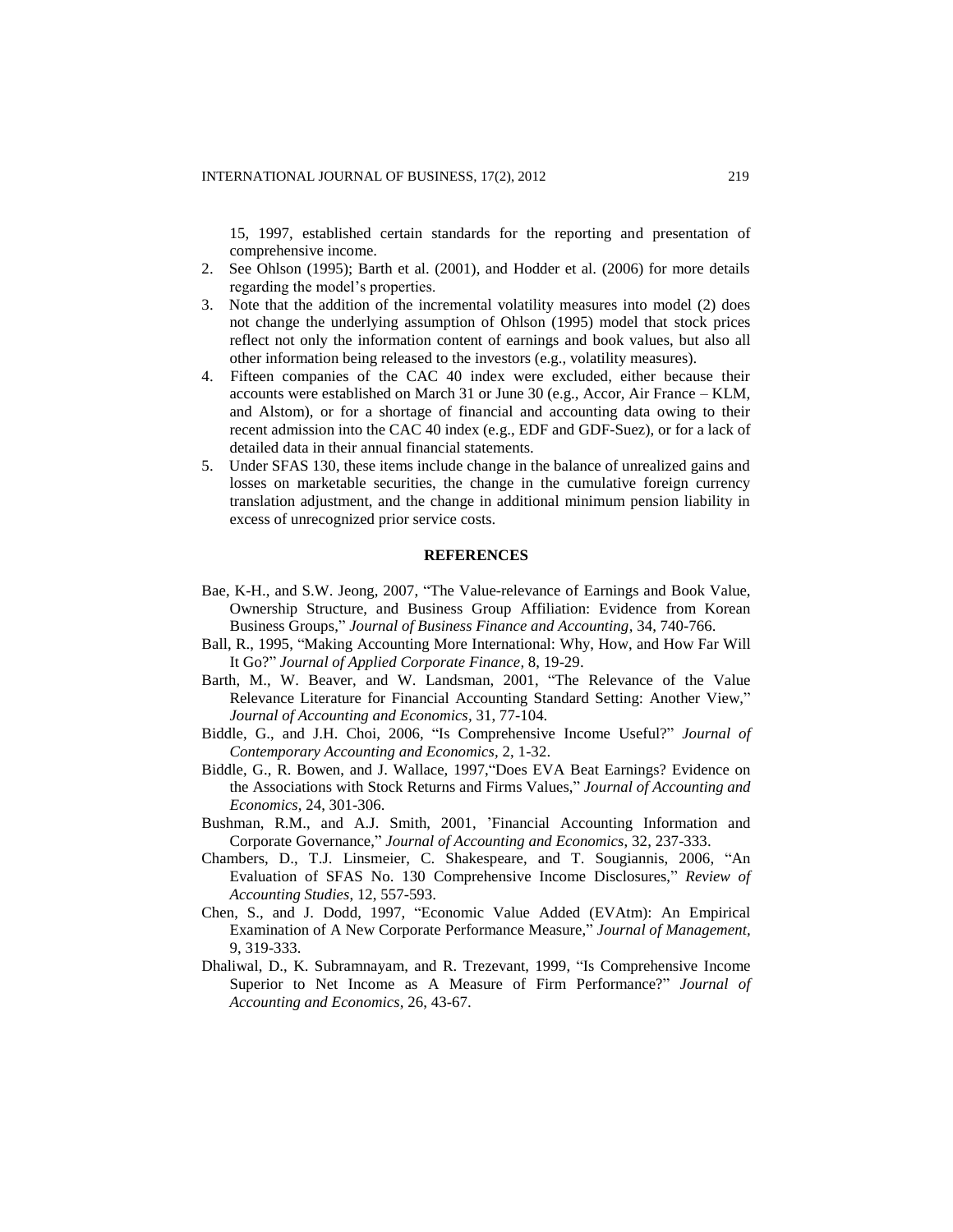15, 1997, established certain standards for the reporting and presentation of comprehensive income.

2. See Ohlson (1995); Barth et al. (2001), and Hodder et al. (2006) for more details regarding the model's properties.
3. Note that the addition of the incremental volatility measures into model (2) does not change the underlying assumption of Ohlson (1995) model that stock prices reflect not only the information content of earnings and book values, but also all other information being released to the investors (e.g., volatility measures).
4. Fifteen companies of the CAC 40 index were excluded, either because their accounts were established on March 31 or June 30 (e.g., Accor, Air France – KLM, and Alstom), or for a shortage of financial and accounting data owing to their recent admission into the CAC 40 index (e.g., EDF and GDF-Suez), or for a lack of detailed data in their annual financial statements.
5. Under SFAS 130, these items include change in the balance of unrealized gains and losses on marketable securities, the change in the cumulative foreign currency translation adjustment, and the change in additional minimum pension liability in excess of unrecognized prior service costs.

## REFERENCES

Bae, K-H., and S.W. Jeong, 2007, "The Value-relevance of Earnings and Book Value, Ownership Structure, and Business Group Affiliation: Evidence from Korean Business Groups," *Journal of Business Finance and Accounting*, 34, 740-766.

Ball, R., 1995, "Making Accounting More International: Why, How, and How Far Will It Go?" *Journal of Applied Corporate Finance*, 8, 19-29.

Barth, M., W. Beaver, and W. Landsman, 2001, "The Relevance of the Value Relevance Literature for Financial Accounting Standard Setting: Another View," *Journal of Accounting and Economics*, 31, 77-104.

Biddle, G., and J.H. Choi, 2006, "Is Comprehensive Income Useful?" *Journal of Contemporary Accounting and Economics*, 2, 1-32.

Biddle, G., R. Bowen, and J. Wallace, 1997,"Does EVA Beat Earnings? Evidence on the Associations with Stock Returns and Firms Values," *Journal of Accounting and Economics*, 24, 301-306.

Bushman, R.M., and A.J. Smith, 2001, 'Financial Accounting Information and Corporate Governance," *Journal of Accounting and Economics*, 32, 237-333.

Chambers, D., T.J. Linsmeier, C. Shakespeare, and T. Sougiannis, 2006, "An Evaluation of SFAS No. 130 Comprehensive Income Disclosures," *Review of Accounting Studies*, 12, 557-593.

Chen, S., and J. Dodd, 1997, "Economic Value Added (EVAtm): An Empirical Examination of A New Corporate Performance Measure," *Journal of Management*, 9, 319-333.

Dhaliwal, D., K. Subramnayam, and R. Trezevant, 1999, "Is Comprehensive Income Superior to Net Income as A Measure of Firm Performance?" *Journal of Accounting and Economics*, 26, 43-67.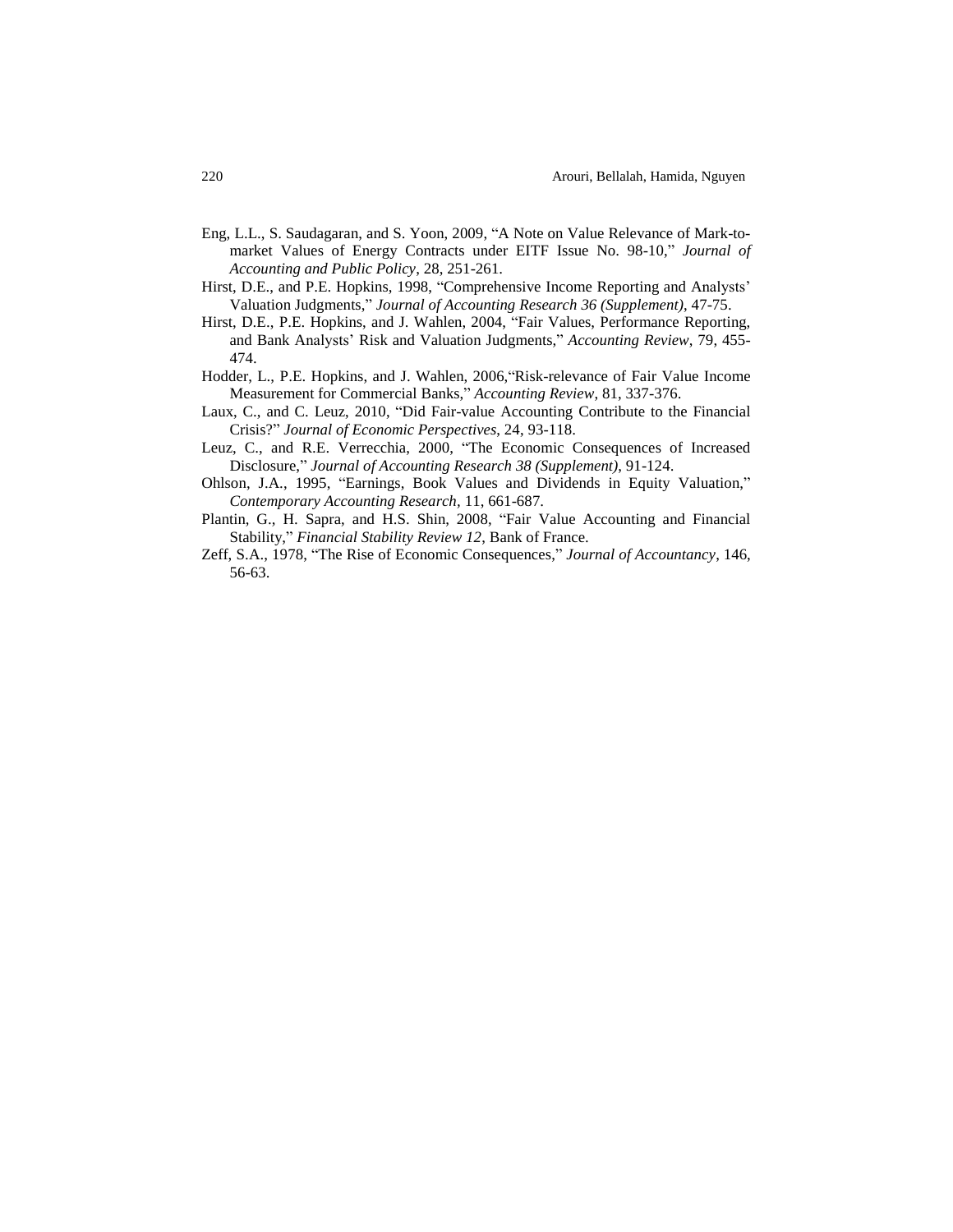Eng, L.L., S. Saudagaran, and S. Yoon, 2009, "A Note on Value Relevance of Mark-to-market Values of Energy Contracts under EITF Issue No. 98-10," *Journal of Accounting and Public Policy*, 28, 251-261.

Hirst, D.E., and P.E. Hopkins, 1998, "Comprehensive Income Reporting and Analysts' Valuation Judgments," *Journal of Accounting Research 36 (Supplement)*, 47-75.

Hirst, D.E., P.E. Hopkins, and J. Wahlen, 2004, "Fair Values, Performance Reporting, and Bank Analysts' Risk and Valuation Judgments," *Accounting Review*, 79, 455-474.

Hodder, L., P.E. Hopkins, and J. Wahlen, 2006,"Risk-relevance of Fair Value Income Measurement for Commercial Banks," *Accounting Review*, 81, 337-376.

Laux, C., and C. Leuz, 2010, "Did Fair-value Accounting Contribute to the Financial Crisis?" *Journal of Economic Perspectives*, 24, 93-118.

Leuz, C., and R.E. Verrecchia, 2000, "The Economic Consequences of Increased Disclosure," *Journal of Accounting Research 38 (Supplement)*, 91-124.

Ohlson, J.A., 1995, "Earnings, Book Values and Dividends in Equity Valuation," *Contemporary Accounting Research*, 11, 661-687.

Plantin, G., H. Sapra, and H.S. Shin, 2008, "Fair Value Accounting and Financial Stability," *Financial Stability Review 12*, Bank of France.

Zeff, S.A., 1978, "The Rise of Economic Consequences," *Journal of Accountancy*, 146, 56-63.